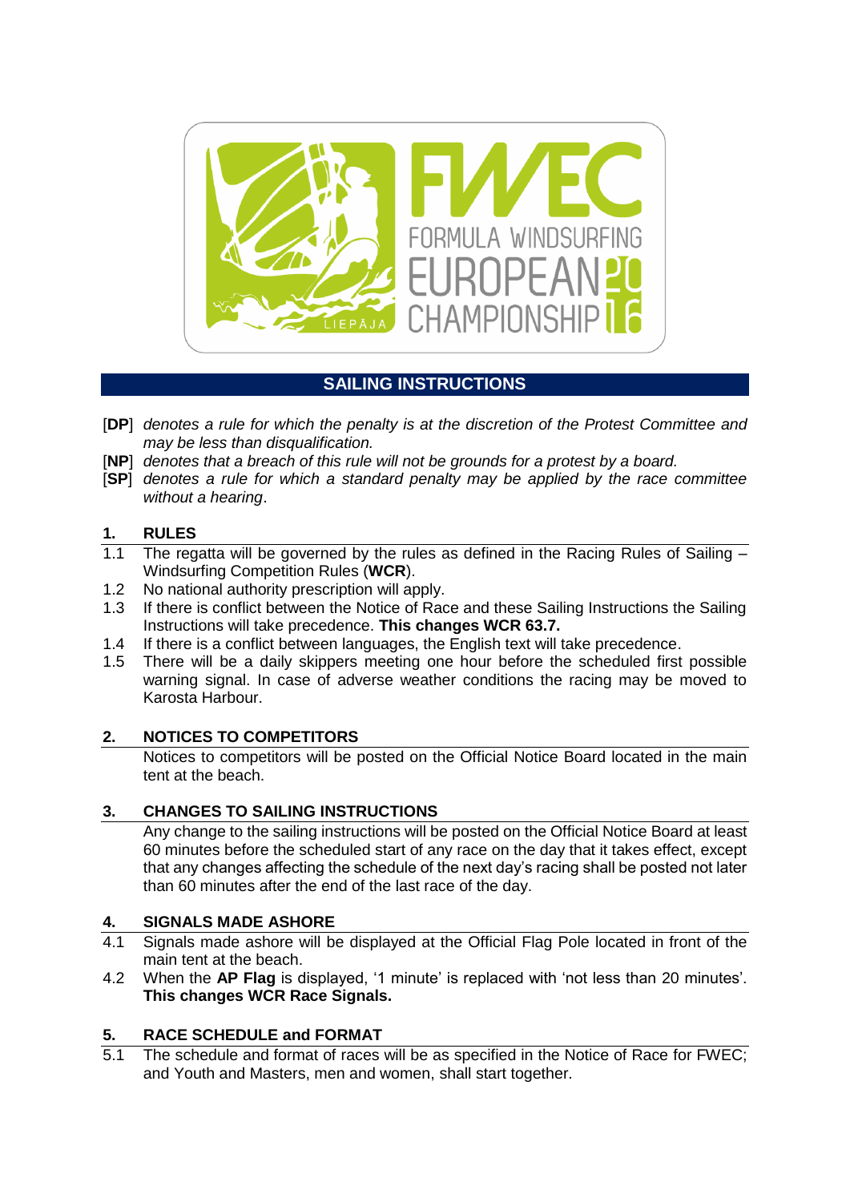FWEC FORMULA WINDSURFING EUROPEAN CHAMPIONSHIP 2016 LIEPĀJA

# SAILING INSTRUCTIONS

[**DP**] *denotes a rule for which the penalty is at the discretion of the Protest Committee and may be less than disqualification.*
[**NP**] *denotes that a breach of this rule will not be grounds for a protest by a board.*
[**SP**] *denotes a rule for which a standard penalty may be applied by the race committee without a hearing*.

## 1. RULES

1.1 The regatta will be governed by the rules as defined in the Racing Rules of Sailing – Windsurfing Competition Rules (**WCR**).

1.2 No national authority prescription will apply.

1.3 If there is conflict between the Notice of Race and these Sailing Instructions the Sailing Instructions will take precedence. **This changes WCR 63.7.**

1.4 If there is a conflict between languages, the English text will take precedence.

1.5 There will be a daily skippers meeting one hour before the scheduled first possible warning signal. In case of adverse weather conditions the racing may be moved to Karosta Harbour.

## 2. NOTICES TO COMPETITORS

Notices to competitors will be posted on the Official Notice Board located in the main tent at the beach.

## 3. CHANGES TO SAILING INSTRUCTIONS

Any change to the sailing instructions will be posted on the Official Notice Board at least 60 minutes before the scheduled start of any race on the day that it takes effect, except that any changes affecting the schedule of the next day's racing shall be posted not later than 60 minutes after the end of the last race of the day.

## 4. SIGNALS MADE ASHORE

4.1 Signals made ashore will be displayed at the Official Flag Pole located in front of the main tent at the beach.

4.2 When the **AP Flag** is displayed, '1 minute' is replaced with 'not less than 20 minutes'. **This changes WCR Race Signals.**

## 5. RACE SCHEDULE and FORMAT

5.1 The schedule and format of races will be as specified in the Notice of Race for FWEC; and Youth and Masters, men and women, shall start together.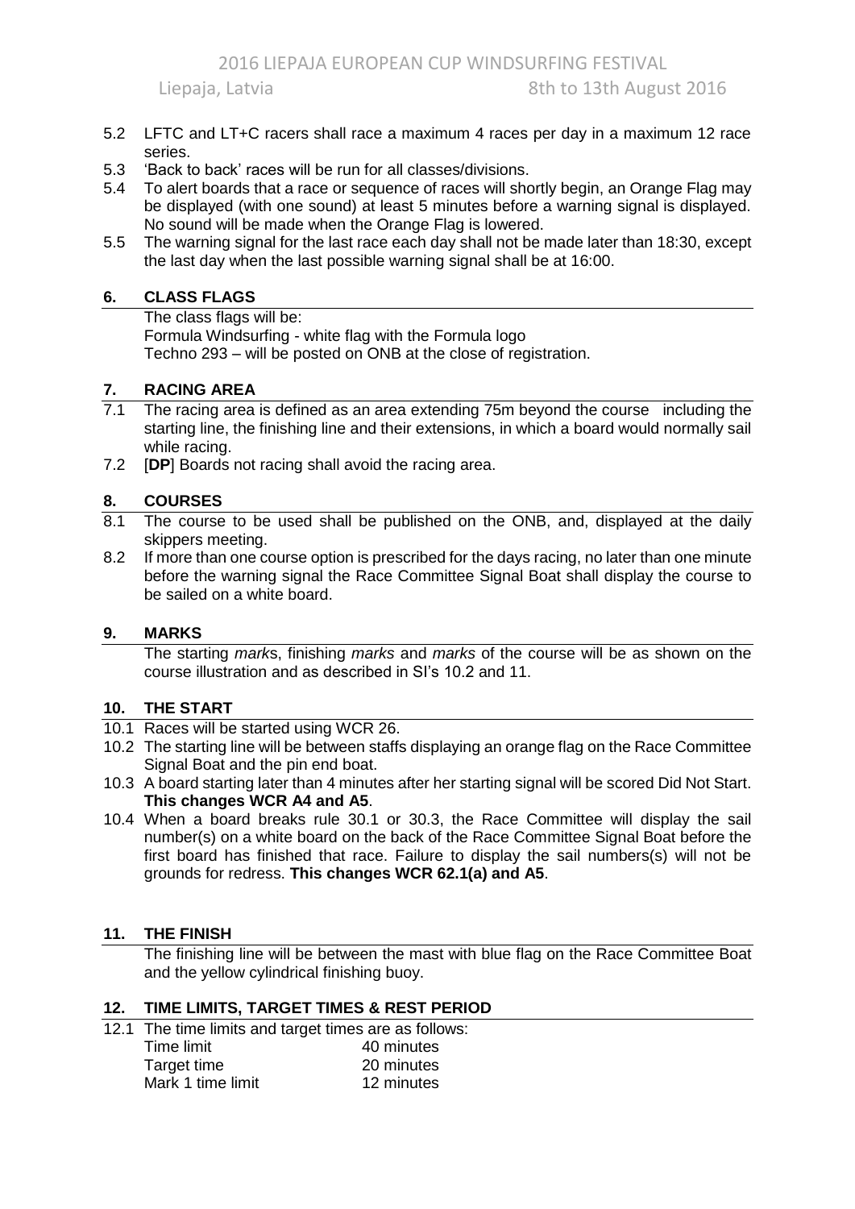5.2 LFTC and LT+C racers shall race a maximum 4 races per day in a maximum 12 race series.

5.3 'Back to back' races will be run for all classes/divisions.

5.4 To alert boards that a race or sequence of races will shortly begin, an Orange Flag may be displayed (with one sound) at least 5 minutes before a warning signal is displayed. No sound will be made when the Orange Flag is lowered.

5.5 The warning signal for the last race each day shall not be made later than 18:30, except the last day when the last possible warning signal shall be at 16:00.

## 6. CLASS FLAGS

The class flags will be:
Formula Windsurfing - white flag with the Formula logo
Techno 293 – will be posted on ONB at the close of registration.

## 7. RACING AREA

7.1 The racing area is defined as an area extending 75m beyond the course including the starting line, the finishing line and their extensions, in which a board would normally sail while racing.

7.2 [**DP**] Boards not racing shall avoid the racing area.

## 8. COURSES

8.1 The course to be used shall be published on the ONB, and, displayed at the daily skippers meeting.

8.2 If more than one course option is prescribed for the days racing, no later than one minute before the warning signal the Race Committee Signal Boat shall display the course to be sailed on a white board.

## 9. MARKS

The starting *mark*s, finishing *marks* and *marks* of the course will be as shown on the course illustration and as described in SI's 10.2 and 11.

## 10. THE START

10.1 Races will be started using WCR 26.

10.2 The starting line will be between staffs displaying an orange flag on the Race Committee Signal Boat and the pin end boat.

10.3 A board starting later than 4 minutes after her starting signal will be scored Did Not Start. **This changes WCR A4 and A5**.

10.4 When a board breaks rule 30.1 or 30.3, the Race Committee will display the sail number(s) on a white board on the back of the Race Committee Signal Boat before the first board has finished that race. Failure to display the sail numbers(s) will not be grounds for redress. **This changes WCR 62.1(a) and A5**.

## 11. THE FINISH

The finishing line will be between the mast with blue flag on the Race Committee Boat and the yellow cylindrical finishing buoy.

## 12. TIME LIMITS, TARGET TIMES & REST PERIOD

12.1 The time limits and target times are as follows:

| | |
|---|---|
| Time limit | 40 minutes |
| Target time | 20 minutes |
| Mark 1 time limit | 12 minutes |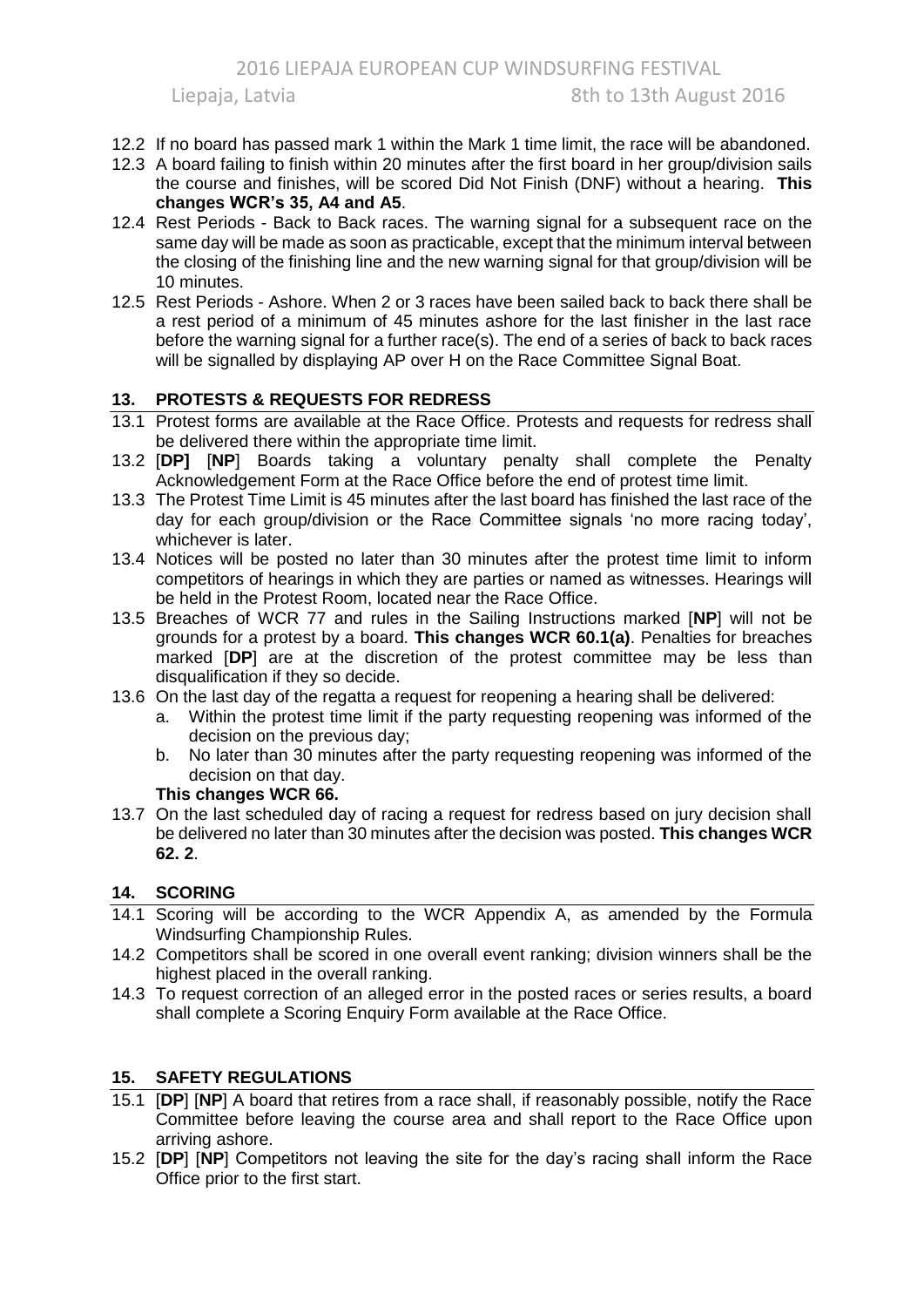12.2 If no board has passed mark 1 within the Mark 1 time limit, the race will be abandoned.

12.3 A board failing to finish within 20 minutes after the first board in her group/division sails the course and finishes, will be scored Did Not Finish (DNF) without a hearing. **This changes WCR's 35, A4 and A5**.

12.4 Rest Periods - Back to Back races. The warning signal for a subsequent race on the same day will be made as soon as practicable, except that the minimum interval between the closing of the finishing line and the new warning signal for that group/division will be 10 minutes.

12.5 Rest Periods - Ashore. When 2 or 3 races have been sailed back to back there shall be a rest period of a minimum of 45 minutes ashore for the last finisher in the last race before the warning signal for a further race(s). The end of a series of back to back races will be signalled by displaying AP over H on the Race Committee Signal Boat.

## 13. PROTESTS & REQUESTS FOR REDRESS

13.1 Protest forms are available at the Race Office. Protests and requests for redress shall be delivered there within the appropriate time limit.

13.2 [**DP]** [**NP**] Boards taking a voluntary penalty shall complete the Penalty Acknowledgement Form at the Race Office before the end of protest time limit.

13.3 The Protest Time Limit is 45 minutes after the last board has finished the last race of the day for each group/division or the Race Committee signals 'no more racing today', whichever is later.

13.4 Notices will be posted no later than 30 minutes after the protest time limit to inform competitors of hearings in which they are parties or named as witnesses. Hearings will be held in the Protest Room, located near the Race Office.

13.5 Breaches of WCR 77 and rules in the Sailing Instructions marked [**NP**] will not be grounds for a protest by a board. **This changes WCR 60.1(a)**. Penalties for breaches marked [**DP**] are at the discretion of the protest committee may be less than disqualification if they so decide.

13.6 On the last day of the regatta a request for reopening a hearing shall be delivered:

a. Within the protest time limit if the party requesting reopening was informed of the decision on the previous day;

b. No later than 30 minutes after the party requesting reopening was informed of the decision on that day.

**This changes WCR 66.**

13.7 On the last scheduled day of racing a request for redress based on jury decision shall be delivered no later than 30 minutes after the decision was posted. **This changes WCR 62. 2**.

## 14. SCORING

14.1 Scoring will be according to the WCR Appendix A, as amended by the Formula Windsurfing Championship Rules.

14.2 Competitors shall be scored in one overall event ranking; division winners shall be the highest placed in the overall ranking.

14.3 To request correction of an alleged error in the posted races or series results, a board shall complete a Scoring Enquiry Form available at the Race Office.

## 15. SAFETY REGULATIONS

15.1 [**DP**] [**NP**] A board that retires from a race shall, if reasonably possible, notify the Race Committee before leaving the course area and shall report to the Race Office upon arriving ashore.

15.2 [**DP**] [**NP**] Competitors not leaving the site for the day's racing shall inform the Race Office prior to the first start.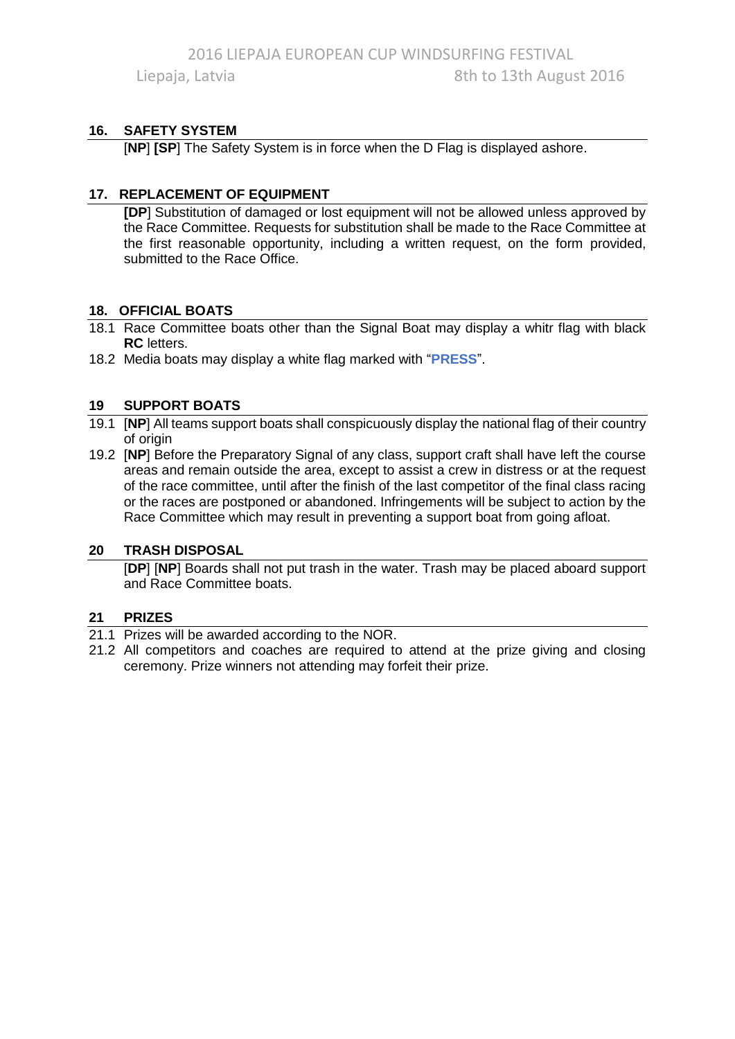## 16. SAFETY SYSTEM

[**NP**] [**SP**] The Safety System is in force when the D Flag is displayed ashore.

## 17. REPLACEMENT OF EQUIPMENT

[**DP**] Substitution of damaged or lost equipment will not be allowed unless approved by the Race Committee. Requests for substitution shall be made to the Race Committee at the first reasonable opportunity, including a written request, on the form provided, submitted to the Race Office.

## 18. OFFICIAL BOATS

18.1 Race Committee boats other than the Signal Boat may display a whitr flag with black **RC** letters.

18.2 Media boats may display a white flag marked with "**PRESS**".

## 19 SUPPORT BOATS

19.1 [**NP**] All teams support boats shall conspicuously display the national flag of their country of origin

19.2 [**NP**] Before the Preparatory Signal of any class, support craft shall have left the course areas and remain outside the area, except to assist a crew in distress or at the request of the race committee, until after the finish of the last competitor of the final class racing or the races are postponed or abandoned. Infringements will be subject to action by the Race Committee which may result in preventing a support boat from going afloat.

## 20 TRASH DISPOSAL

[**DP**] [**NP**] Boards shall not put trash in the water. Trash may be placed aboard support and Race Committee boats.

## 21 PRIZES

21.1 Prizes will be awarded according to the NOR.

21.2 All competitors and coaches are required to attend at the prize giving and closing ceremony. Prize winners not attending may forfeit their prize.